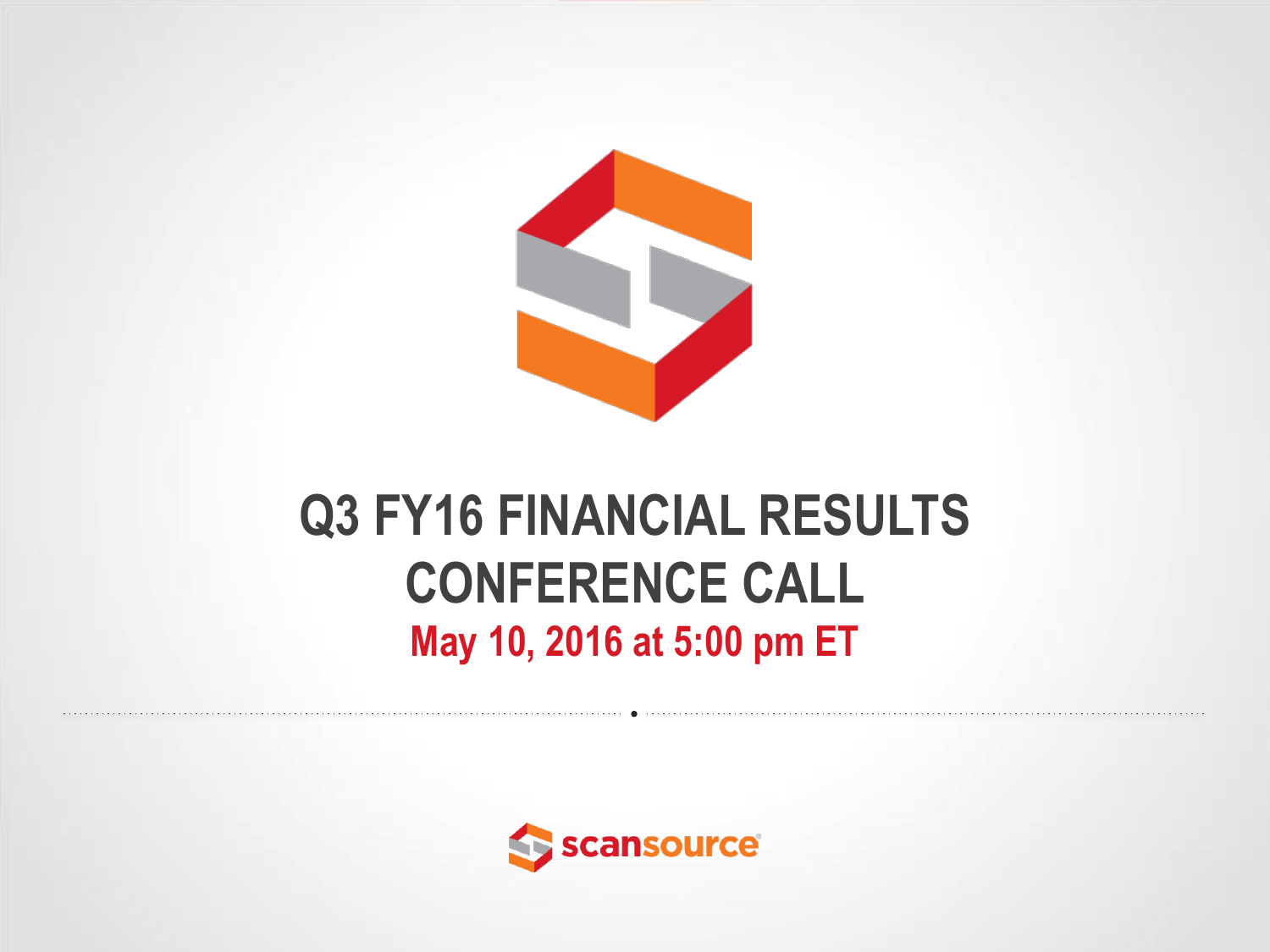# Q3 FY16 FINANCIAL RESULTS CONFERENCE CALL

**May 10, 2016 at 5:00 pm ET**

scansource®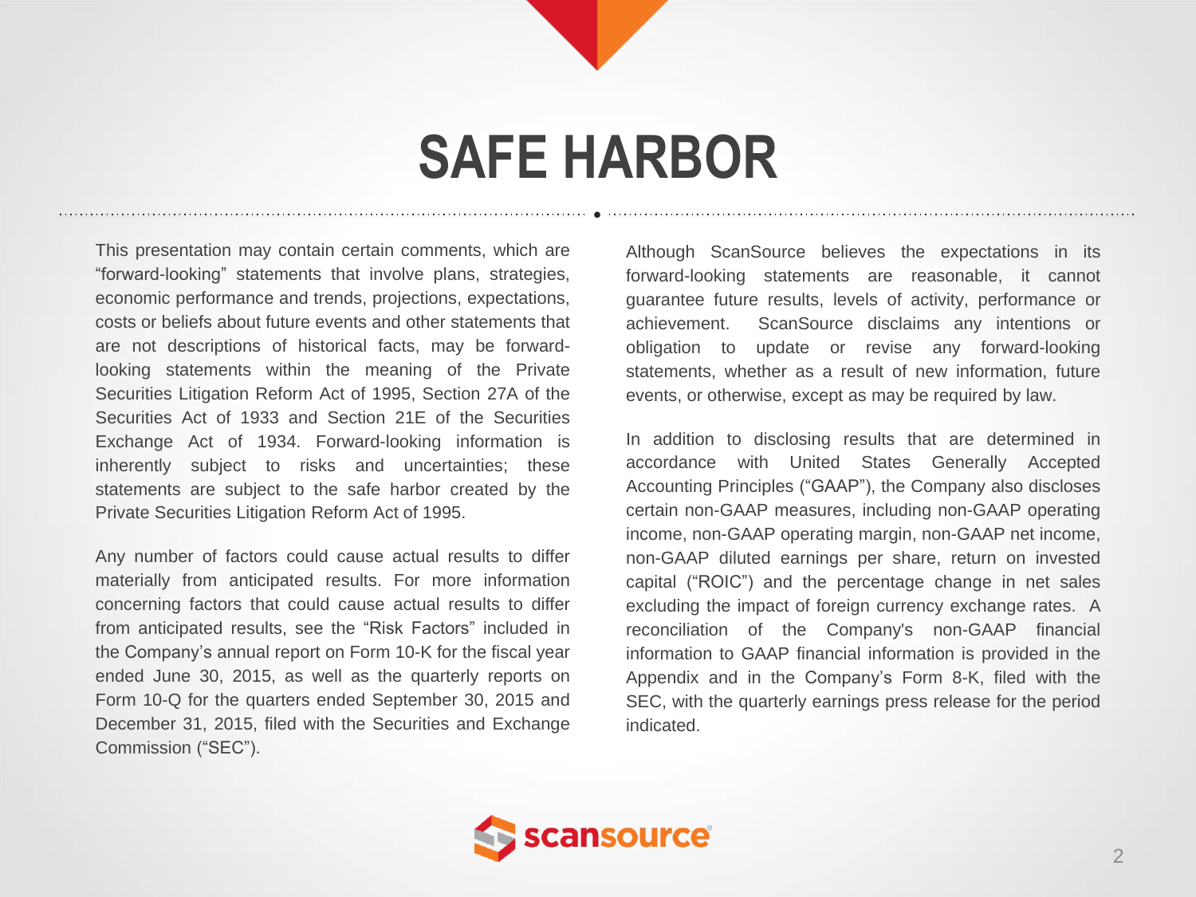# SAFE HARBOR

This presentation may contain certain comments, which are "forward-looking" statements that involve plans, strategies, economic performance and trends, projections, expectations, costs or beliefs about future events and other statements that are not descriptions of historical facts, may be forward-looking statements within the meaning of the Private Securities Litigation Reform Act of 1995, Section 27A of the Securities Act of 1933 and Section 21E of the Securities Exchange Act of 1934. Forward-looking information is inherently subject to risks and uncertainties; these statements are subject to the safe harbor created by the Private Securities Litigation Reform Act of 1995.

Any number of factors could cause actual results to differ materially from anticipated results. For more information concerning factors that could cause actual results to differ from anticipated results, see the "Risk Factors" included in the Company's annual report on Form 10-K for the fiscal year ended June 30, 2015, as well as the quarterly reports on Form 10-Q for the quarters ended September 30, 2015 and December 31, 2015, filed with the Securities and Exchange Commission ("SEC").

Although ScanSource believes the expectations in its forward-looking statements are reasonable, it cannot guarantee future results, levels of activity, performance or achievement. ScanSource disclaims any intentions or obligation to update or revise any forward-looking statements, whether as a result of new information, future events, or otherwise, except as may be required by law.

In addition to disclosing results that are determined in accordance with United States Generally Accepted Accounting Principles ("GAAP"), the Company also discloses certain non-GAAP measures, including non-GAAP operating income, non-GAAP operating margin, non-GAAP net income, non-GAAP diluted earnings per share, return on invested capital ("ROIC") and the percentage change in net sales excluding the impact of foreign currency exchange rates. A reconciliation of the Company's non-GAAP financial information to GAAP financial information is provided in the Appendix and in the Company's Form 8-K, filed with the SEC, with the quarterly earnings press release for the period indicated.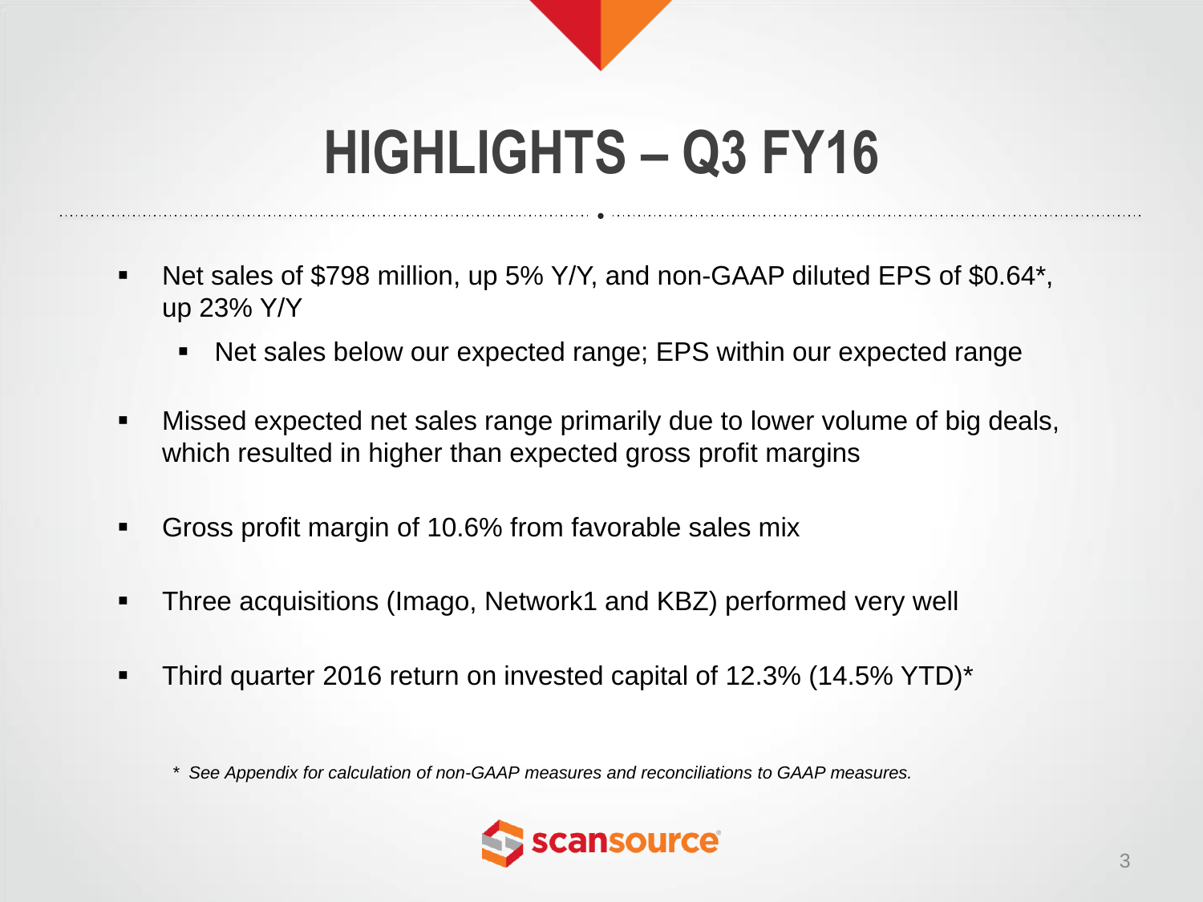# HIGHLIGHTS – Q3 FY16

- Net sales of $798 million, up 5% Y/Y, and non-GAAP diluted EPS of $0.64*, up 23% Y/Y
  - Net sales below our expected range; EPS within our expected range
- Missed expected net sales range primarily due to lower volume of big deals, which resulted in higher than expected gross profit margins
- Gross profit margin of 10.6% from favorable sales mix
- Three acquisitions (Imago, Network1 and KBZ) performed very well
- Third quarter 2016 return on invested capital of 12.3% (14.5% YTD)*

*\* See Appendix for calculation of non-GAAP measures and reconciliations to GAAP measures.*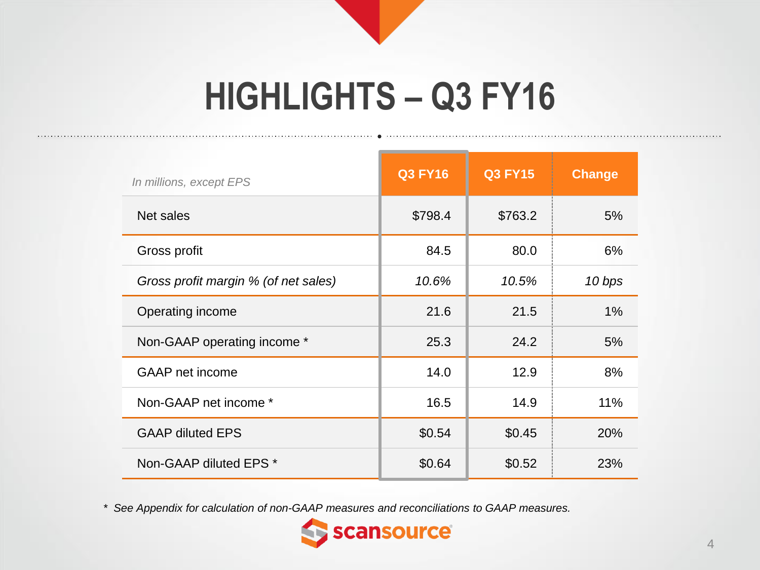# HIGHLIGHTS – Q3 FY16

| *In millions, except EPS* | Q3 FY16 | Q3 FY15 | Change |
|---|---|---|---|
| Net sales | $798.4 | $763.2 | 5% |
| Gross profit | 84.5 | 80.0 | 6% |
| *Gross profit margin % (of net sales)* | *10.6%* | *10.5%* | *10 bps* |
| Operating income | 21.6 | 21.5 | 1% |
| Non-GAAP operating income * | 25.3 | 24.2 | 5% |
| GAAP net income | 14.0 | 12.9 | 8% |
| Non-GAAP net income * | 16.5 | 14.9 | 11% |
| GAAP diluted EPS | $0.54 | $0.45 | 20% |
| Non-GAAP diluted EPS * | $0.64 | $0.52 | 23% |

*\* See Appendix for calculation of non-GAAP measures and reconciliations to GAAP measures.*

scansource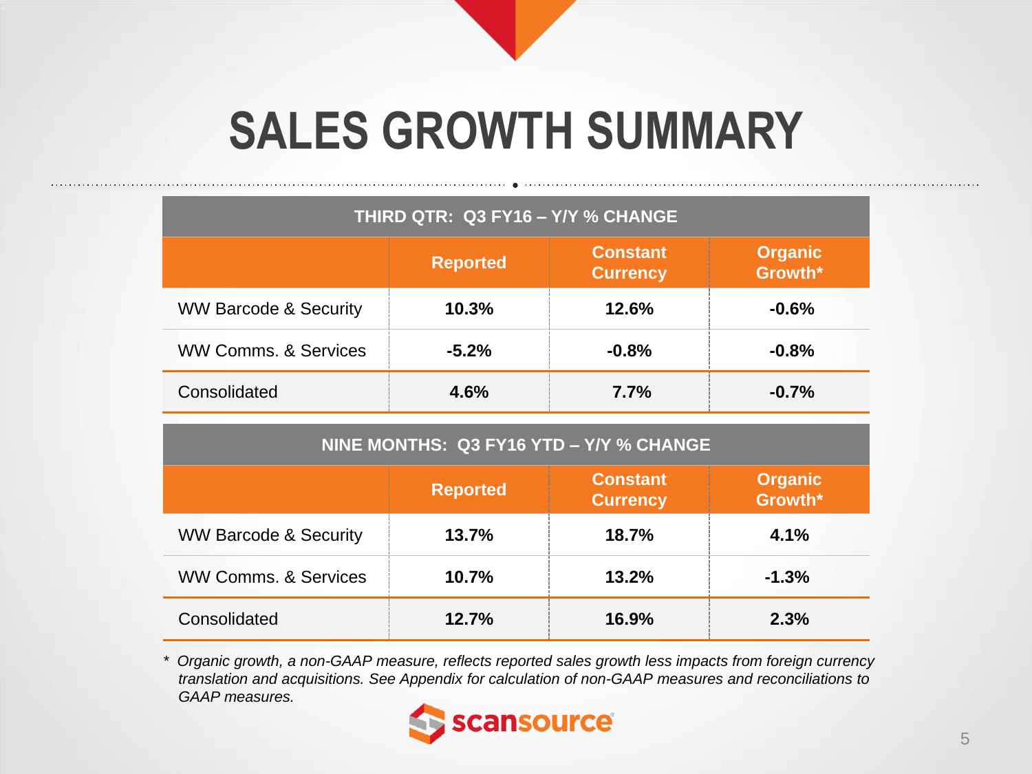# SALES GROWTH SUMMARY

| THIRD QTR: Q3 FY16 – Y/Y % CHANGE | | | |
|---|---|---|---|
| | Reported | Constant Currency | Organic Growth* |
| WW Barcode & Security | 10.3% | 12.6% | -0.6% |
| WW Comms. & Services | -5.2% | -0.8% | -0.8% |
| Consolidated | 4.6% | 7.7% | -0.7% |

| NINE MONTHS: Q3 FY16 YTD – Y/Y % CHANGE | | | |
|---|---|---|---|
| | Reported | Constant Currency | Organic Growth* |
| WW Barcode & Security | 13.7% | 18.7% | 4.1% |
| WW Comms. & Services | 10.7% | 13.2% | -1.3% |
| Consolidated | 12.7% | 16.9% | 2.3% |

\* *Organic growth, a non-GAAP measure, reflects reported sales growth less impacts from foreign currency translation and acquisitions. See Appendix for calculation of non-GAAP measures and reconciliations to GAAP measures.*

scansource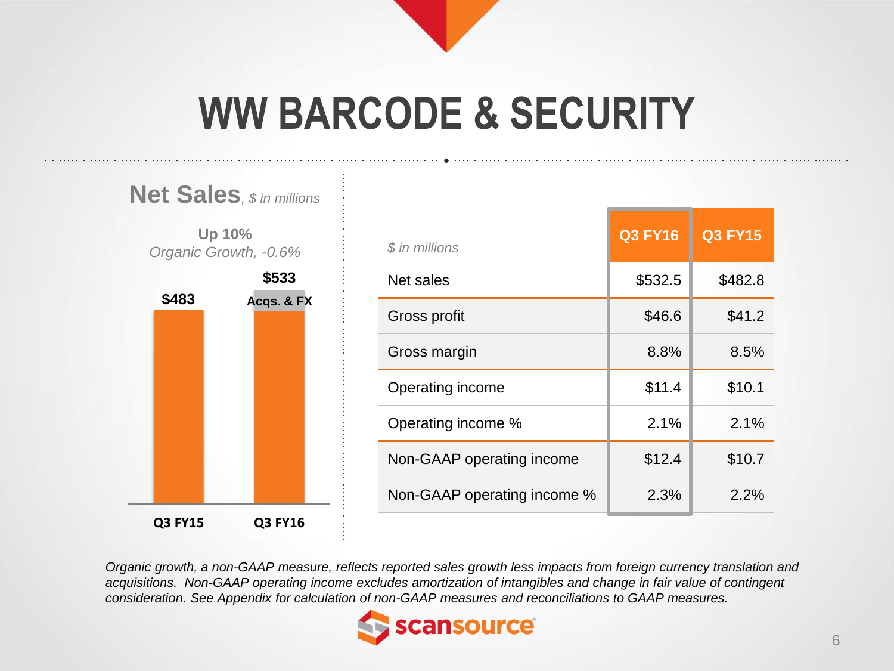# WW BARCODE & SECURITY

## Net Sales, *$ in millions*

**Up 10%**
*Organic Growth, -0.6%*

| | Q3 FY15 | Q3 FY16 |
|---|---|---|
| Net Sales | $483 | $533 (Acqs. & FX) |

| *$ in millions* | Q3 FY16 | Q3 FY15 |
|---|---|---|
| Net sales | $532.5 | $482.8 |
| Gross profit | $46.6 | $41.2 |
| Gross margin | 8.8% | 8.5% |
| Operating income | $11.4 | $10.1 |
| Operating income % | 2.1% | 2.1% |
| Non-GAAP operating income | $12.4 | $10.7 |
| Non-GAAP operating income % | 2.3% | 2.2% |

*Organic growth, a non-GAAP measure, reflects reported sales growth less impacts from foreign currency translation and acquisitions. Non-GAAP operating income excludes amortization of intangibles and change in fair value of contingent consideration. See Appendix for calculation of non-GAAP measures and reconciliations to GAAP measures.*

scansource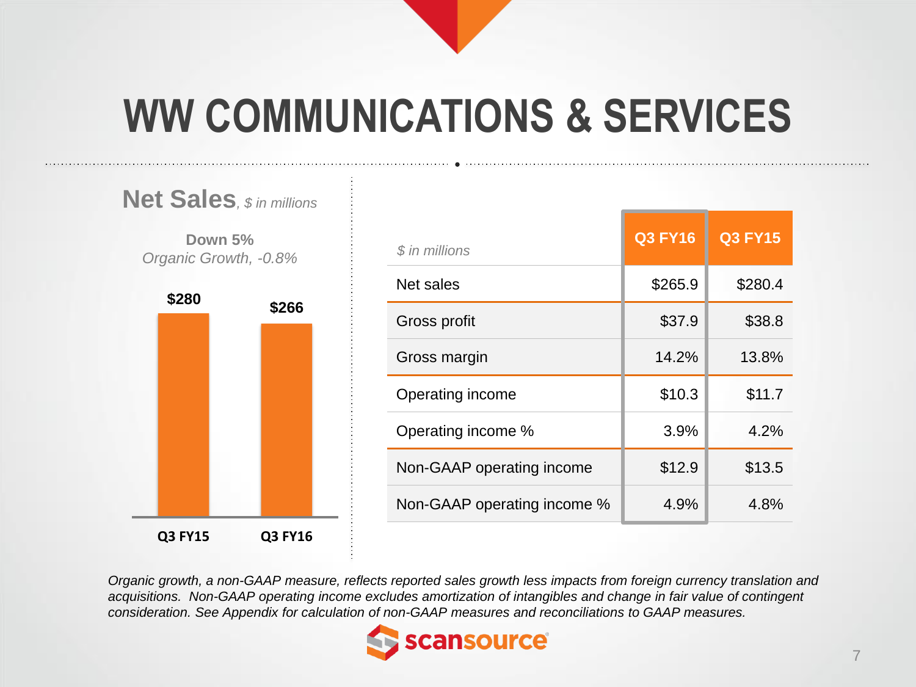# WW COMMUNICATIONS & SERVICES

## Net Sales, *$ in millions*

**Down 5%**
*Organic Growth, -0.8%*

| | Q3 FY15 | Q3 FY16 |
|---|---|---|
| Net Sales | $280 | $266 |

| *$ in millions* | Q3 FY16 | Q3 FY15 |
|---|---|---|
| Net sales | $265.9 | $280.4 |
| Gross profit | $37.9 | $38.8 |
| Gross margin | 14.2% | 13.8% |
| Operating income | $10.3 | $11.7 |
| Operating income % | 3.9% | 4.2% |
| Non-GAAP operating income | $12.9 | $13.5 |
| Non-GAAP operating income % | 4.9% | 4.8% |

*Organic growth, a non-GAAP measure, reflects reported sales growth less impacts from foreign currency translation and acquisitions. Non-GAAP operating income excludes amortization of intangibles and change in fair value of contingent consideration. See Appendix for calculation of non-GAAP measures and reconciliations to GAAP measures.*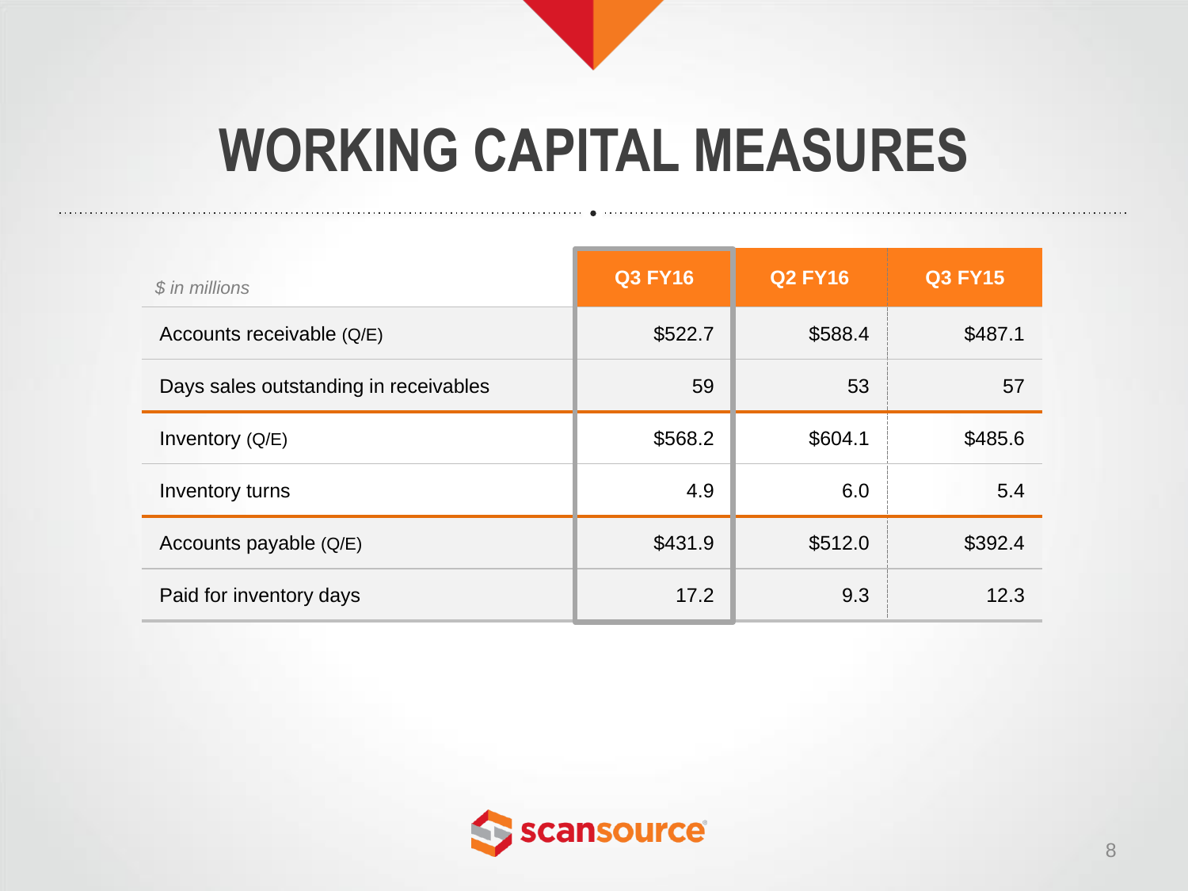# WORKING CAPITAL MEASURES

| *$ in millions* | Q3 FY16 | Q2 FY16 | Q3 FY15 |
|---|---|---|---|
| Accounts receivable (Q/E) | $522.7 | $588.4 | $487.1 |
| Days sales outstanding in receivables | 59 | 53 | 57 |
| Inventory (Q/E) | $568.2 | $604.1 | $485.6 |
| Inventory turns | 4.9 | 6.0 | 5.4 |
| Accounts payable (Q/E) | $431.9 | $512.0 | $392.4 |
| Paid for inventory days | 17.2 | 9.3 | 12.3 |

scansource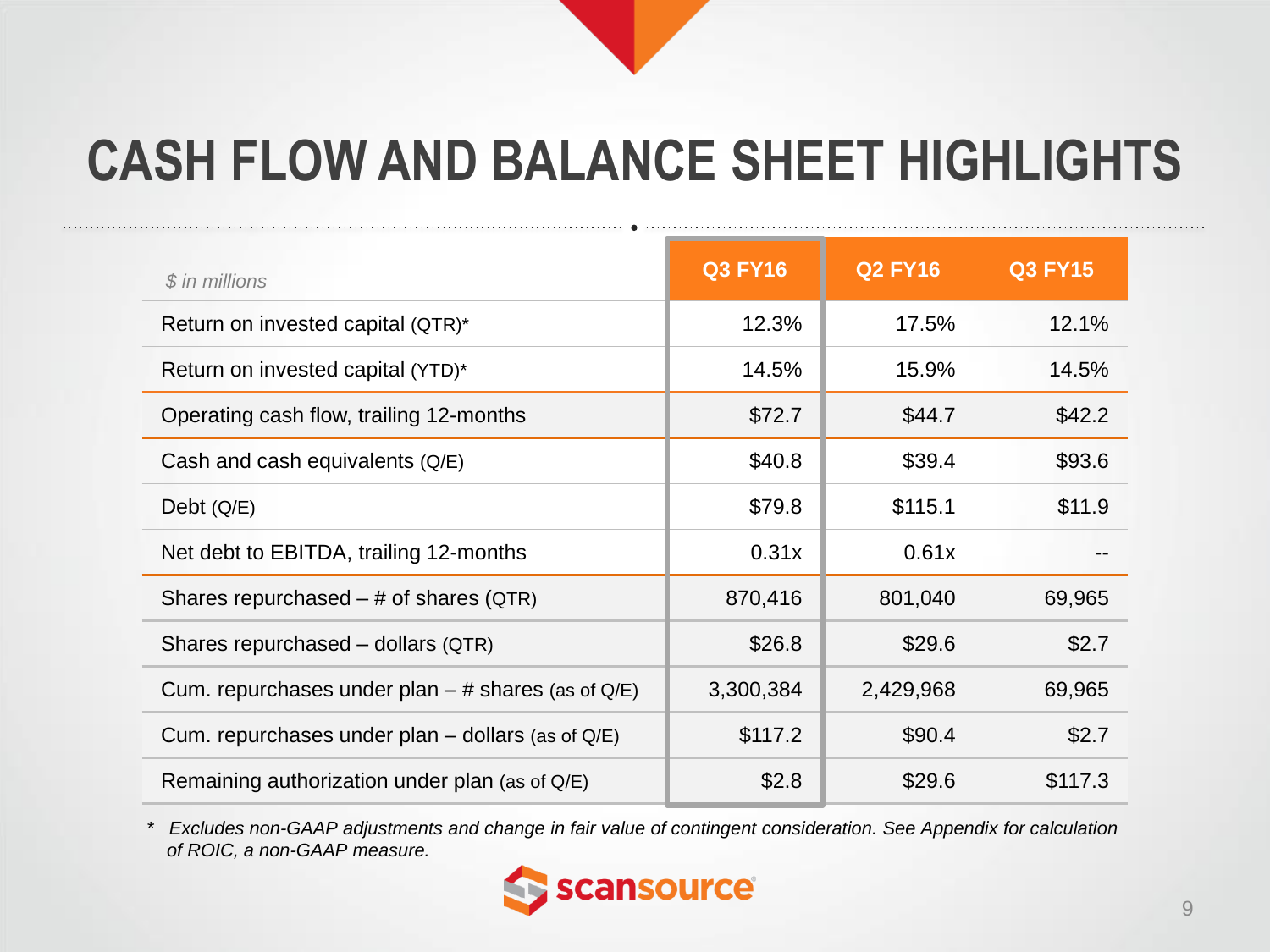# CASH FLOW AND BALANCE SHEET HIGHLIGHTS

| $ in millions | Q3 FY16 | Q2 FY16 | Q3 FY15 |
|---|---|---|---|
| Return on invested capital (QTR)* | 12.3% | 17.5% | 12.1% |
| Return on invested capital (YTD)* | 14.5% | 15.9% | 14.5% |
| Operating cash flow, trailing 12-months | $72.7 | $44.7 | $42.2 |
| Cash and cash equivalents (Q/E) | $40.8 | $39.4 | $93.6 |
| Debt (Q/E) | $79.8 | $115.1 | $11.9 |
| Net debt to EBITDA, trailing 12-months | 0.31x | 0.61x | -- |
| Shares repurchased – # of shares (QTR) | 870,416 | 801,040 | 69,965 |
| Shares repurchased – dollars (QTR) | $26.8 | $29.6 | $2.7 |
| Cum. repurchases under plan – # shares (as of Q/E) | 3,300,384 | 2,429,968 | 69,965 |
| Cum. repurchases under plan – dollars (as of Q/E) | $117.2 | $90.4 | $2.7 |
| Remaining authorization under plan (as of Q/E) | $2.8 | $29.6 | $117.3 |

\* *Excludes non-GAAP adjustments and change in fair value of contingent consideration. See Appendix for calculation of ROIC, a non-GAAP measure.*

scansource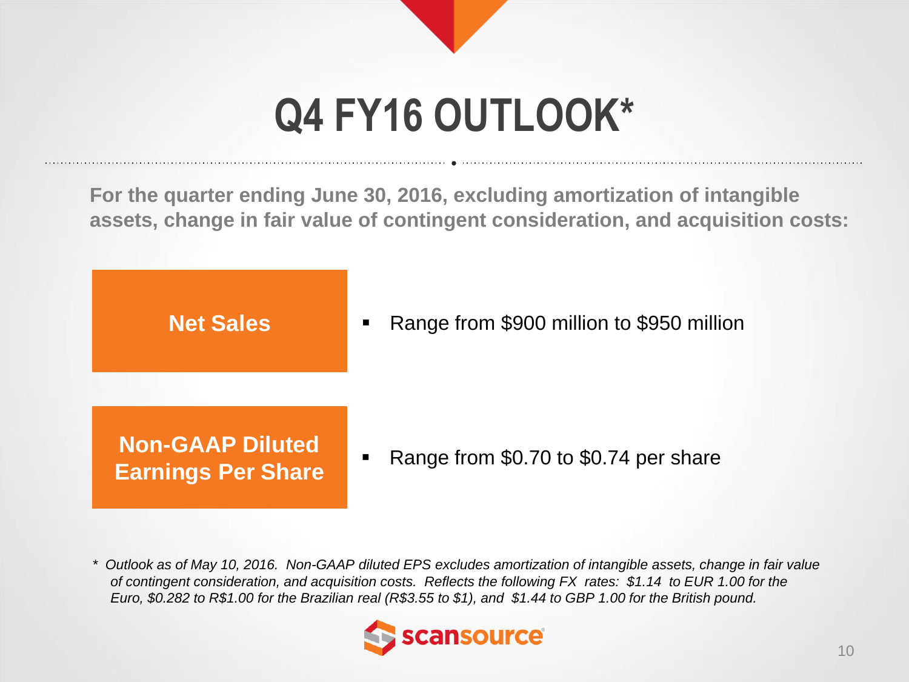# Q4 FY16 OUTLOOK*

**For the quarter ending June 30, 2016, excluding amortization of intangible assets, change in fair value of contingent consideration, and acquisition costs:**

| | |
|---|---|
| **Net Sales** | Range from $900 million to $950 million |
| **Non-GAAP Diluted Earnings Per Share** | Range from $0.70 to $0.74 per share |

*\* Outlook as of May 10, 2016. Non-GAAP diluted EPS excludes amortization of intangible assets, change in fair value of contingent consideration, and acquisition costs. Reflects the following FX rates: $1.14 to EUR 1.00 for the Euro, $0.282 to R$1.00 for the Brazilian real (R$3.55 to $1), and $1.44 to GBP 1.00 for the British pound.*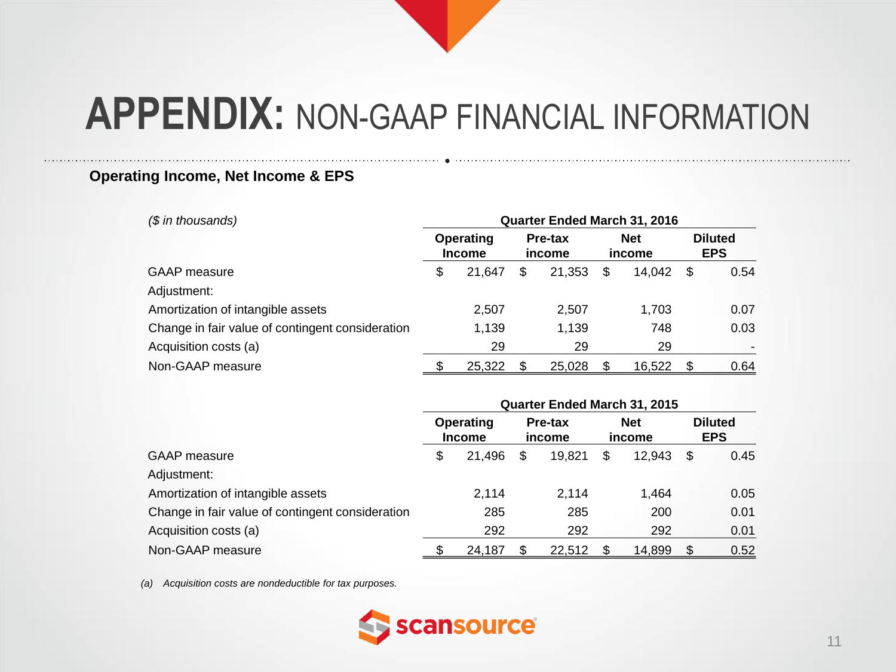# APPENDIX: NON-GAAP FINANCIAL INFORMATION

**Operating Income, Net Income & EPS**

| *($ in thousands)* | Quarter Ended March 31, 2016 | | | |
|---|---|---|---|---|
| | **Operating Income** | **Pre-tax income** | **Net income** | **Diluted EPS** |
| GAAP measure | $ 21,647 | $ 21,353 | $ 14,042 | $ 0.54 |
| Adjustment: | | | | |
| Amortization of intangible assets | 2,507 | 2,507 | 1,703 | 0.07 |
| Change in fair value of contingent consideration | 1,139 | 1,139 | 748 | 0.03 |
| Acquisition costs (a) | 29 | 29 | 29 | - |
| Non-GAAP measure | $ 25,322 | $ 25,028 | $ 16,522 | $ 0.64 |

| | Quarter Ended March 31, 2015 | | | |
|---|---|---|---|---|
| | **Operating Income** | **Pre-tax income** | **Net income** | **Diluted EPS** |
| GAAP measure | $ 21,496 | $ 19,821 | $ 12,943 | $ 0.45 |
| Adjustment: | | | | |
| Amortization of intangible assets | 2,114 | 2,114 | 1,464 | 0.05 |
| Change in fair value of contingent consideration | 285 | 285 | 200 | 0.01 |
| Acquisition costs (a) | 292 | 292 | 292 | 0.01 |
| Non-GAAP measure | $ 24,187 | $ 22,512 | $ 14,899 | $ 0.52 |

*(a) Acquisition costs are nondeductible for tax purposes.*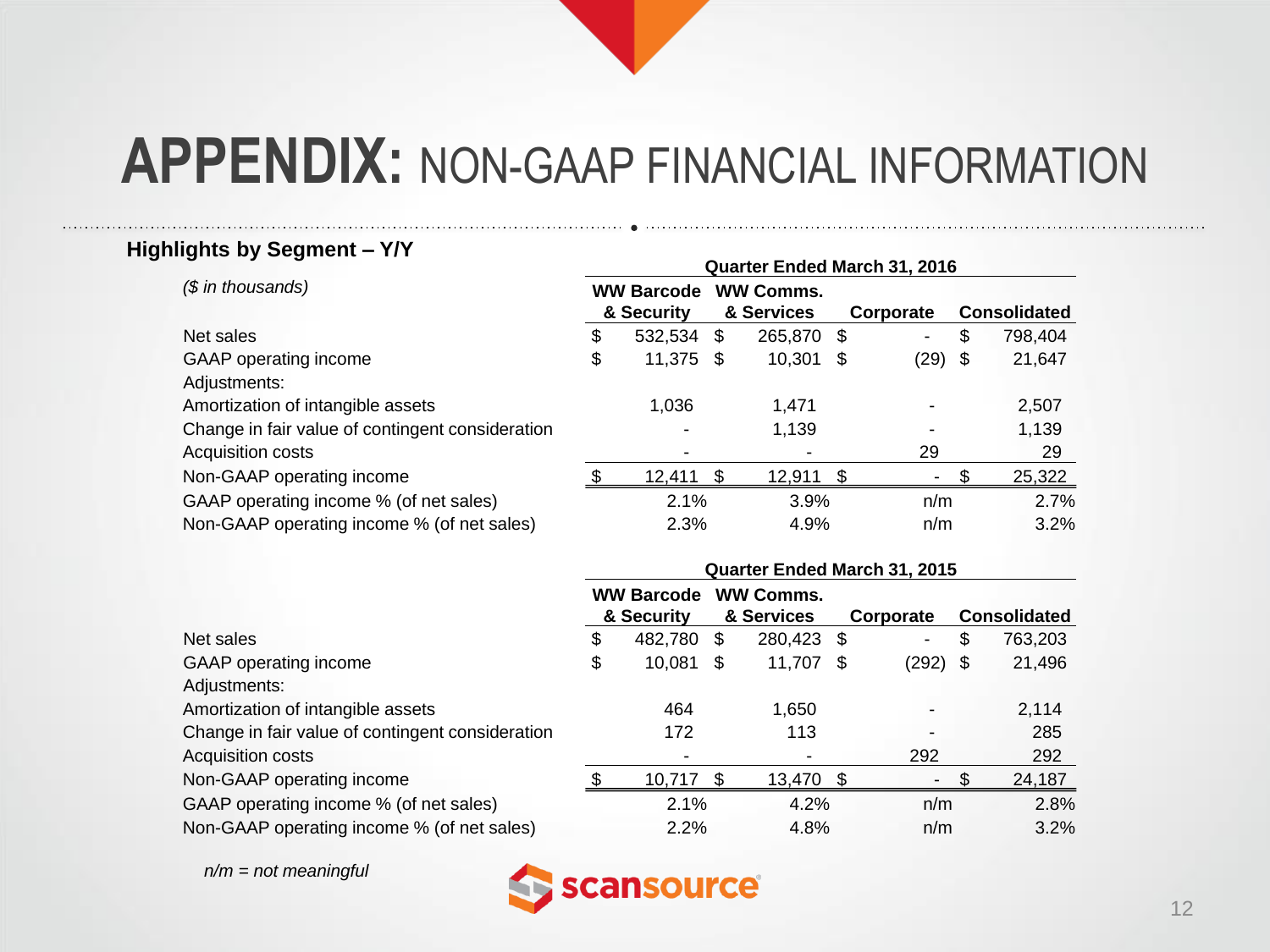# APPENDIX: NON-GAAP FINANCIAL INFORMATION

## Highlights by Segment – Y/Y

*($ in thousands)*

| | Quarter Ended March 31, 2016 | | | |
|---|---|---|---|---|
| | WW Barcode & Security | WW Comms. & Services | Corporate | Consolidated |
| Net sales | $ 532,534 | $ 265,870 | $ - | $ 798,404 |
| GAAP operating income | $ 11,375 | $ 10,301 | $ (29) | $ 21,647 |
| Adjustments: | | | | |
| Amortization of intangible assets | 1,036 | 1,471 | - | 2,507 |
| Change in fair value of contingent consideration | - | 1,139 | - | 1,139 |
| Acquisition costs | - | - | 29 | 29 |
| Non-GAAP operating income | $ 12,411 | $ 12,911 | $ - | $ 25,322 |
| GAAP operating income % (of net sales) | 2.1% | 3.9% | n/m | 2.7% |
| Non-GAAP operating income % (of net sales) | 2.3% | 4.9% | n/m | 3.2% |

| | Quarter Ended March 31, 2015 | | | |
|---|---|---|---|---|
| | WW Barcode & Security | WW Comms. & Services | Corporate | Consolidated |
| Net sales | $ 482,780 | $ 280,423 | $ - | $ 763,203 |
| GAAP operating income | $ 10,081 | $ 11,707 | $ (292) | $ 21,496 |
| Adjustments: | | | | |
| Amortization of intangible assets | 464 | 1,650 | - | 2,114 |
| Change in fair value of contingent consideration | 172 | 113 | - | 285 |
| Acquisition costs | - | - | 292 | 292 |
| Non-GAAP operating income | $ 10,717 | $ 13,470 | $ - | $ 24,187 |
| GAAP operating income % (of net sales) | 2.1% | 4.2% | n/m | 2.8% |
| Non-GAAP operating income % (of net sales) | 2.2% | 4.8% | n/m | 3.2% |

*n/m = not meaningful*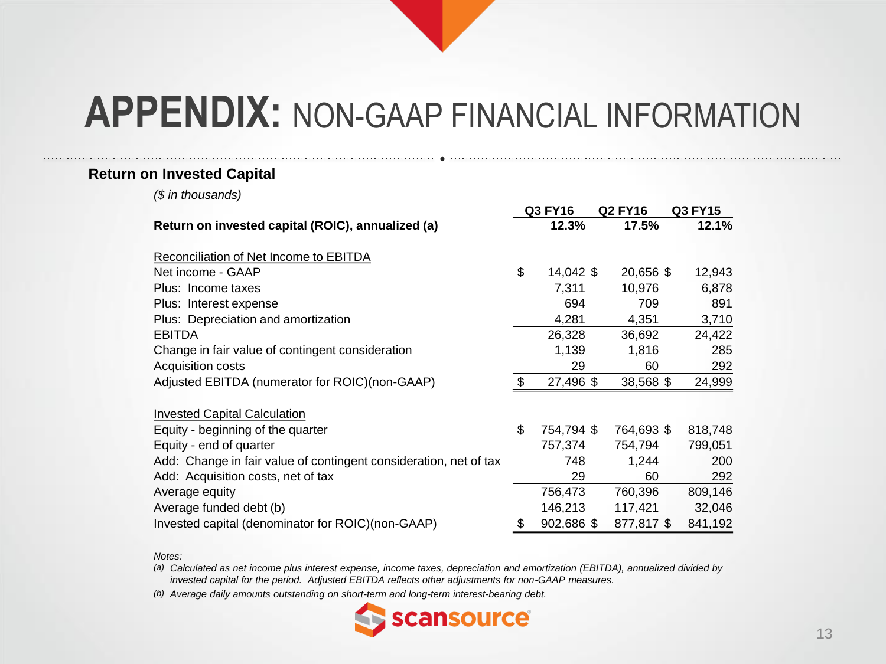# APPENDIX: NON-GAAP FINANCIAL INFORMATION

## Return on Invested Capital

*($ in thousands)*

| | Q3 FY16 | Q2 FY16 | Q3 FY15 |
|---|---|---|---|
| **Return on invested capital (ROIC), annualized (a)** | **12.3%** | **17.5%** | **12.1%** |
| | | | |
| Reconciliation of Net Income to EBITDA | | | |
| Net income - GAAP | $ 14,042 | $ 20,656 | $ 12,943 |
| Plus: Income taxes | 7,311 | 10,976 | 6,878 |
| Plus: Interest expense | 694 | 709 | 891 |
| Plus: Depreciation and amortization | 4,281 | 4,351 | 3,710 |
| EBITDA | 26,328 | 36,692 | 24,422 |
| Change in fair value of contingent consideration | 1,139 | 1,816 | 285 |
| Acquisition costs | 29 | 60 | 292 |
| Adjusted EBITDA (numerator for ROIC)(non-GAAP) | $ 27,496 | $ 38,568 | $ 24,999 |
| | | | |
| Invested Capital Calculation | | | |
| Equity - beginning of the quarter | $ 754,794 | $ 764,693 | $ 818,748 |
| Equity - end of quarter | 757,374 | 754,794 | 799,051 |
| Add: Change in fair value of contingent consideration, net of tax | 748 | 1,244 | 200 |
| Add: Acquisition costs, net of tax | 29 | 60 | 292 |
| Average equity | 756,473 | 760,396 | 809,146 |
| Average funded debt (b) | 146,213 | 117,421 | 32,046 |
| Invested capital (denominator for ROIC)(non-GAAP) | $ 902,686 | $ 877,817 | $ 841,192 |

*Notes:*

(a) *Calculated as net income plus interest expense, income taxes, depreciation and amortization (EBITDA), annualized divided by invested capital for the period. Adjusted EBITDA reflects other adjustments for non-GAAP measures.*

(b) *Average daily amounts outstanding on short-term and long-term interest-bearing debt.*

scansource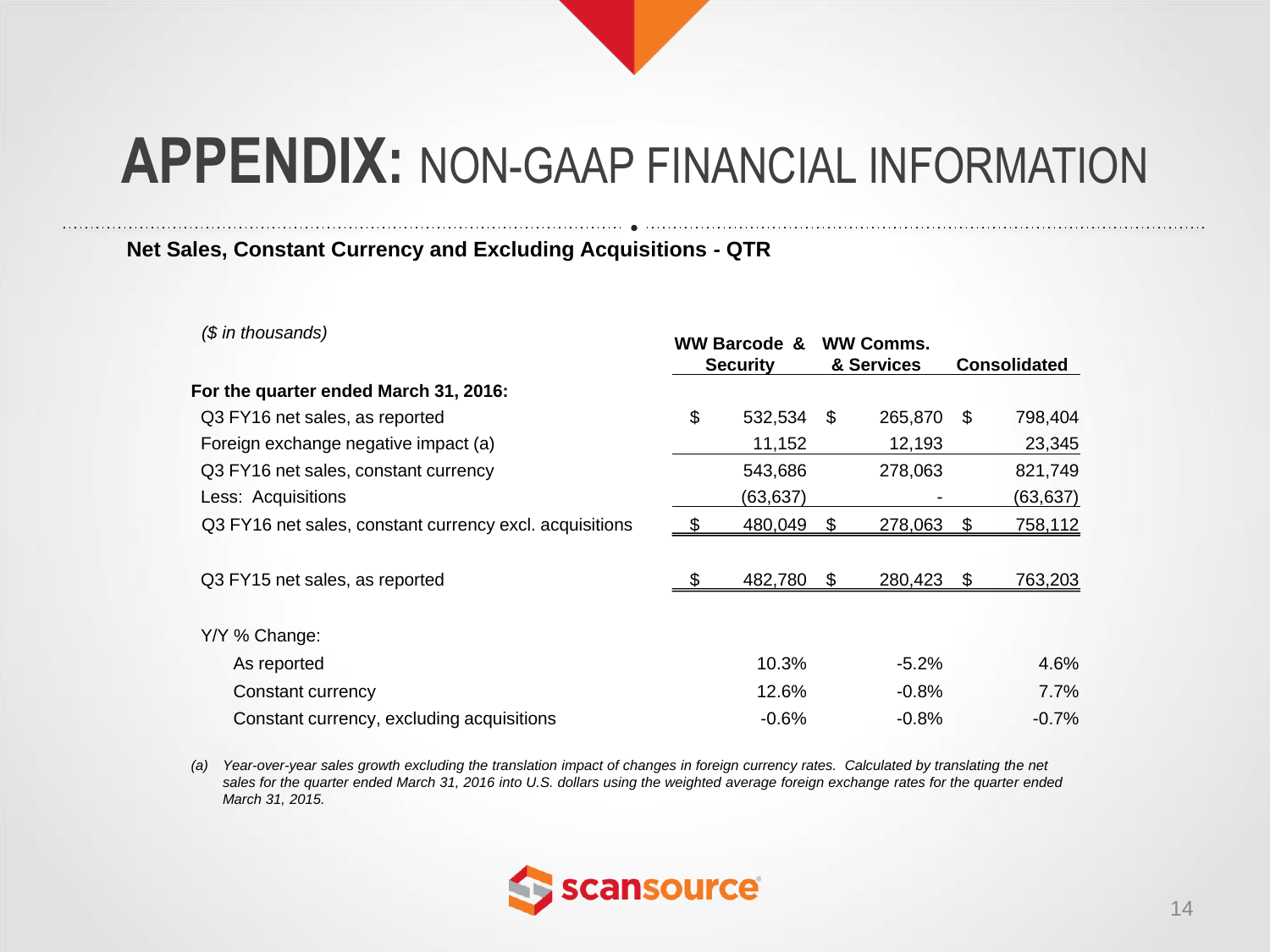# APPENDIX: NON-GAAP FINANCIAL INFORMATION

**Net Sales, Constant Currency and Excluding Acquisitions - QTR**

| *($ in thousands)* | WW Barcode & Security | WW Comms. & Services | Consolidated |
|---|---|---|---|
| **For the quarter ended March 31, 2016:** | | | |
| Q3 FY16 net sales, as reported | $ 532,534 | $ 265,870 | $ 798,404 |
| Foreign exchange negative impact (a) | 11,152 | 12,193 | 23,345 |
| Q3 FY16 net sales, constant currency | 543,686 | 278,063 | 821,749 |
| Less: Acquisitions | (63,637) | - | (63,637) |
| Q3 FY16 net sales, constant currency excl. acquisitions | $ 480,049 | $ 278,063 | $ 758,112 |
| | | | |
| Q3 FY15 net sales, as reported | $ 482,780 | $ 280,423 | $ 763,203 |
| | | | |
| Y/Y % Change: | | | |
| As reported | 10.3% | -5.2% | 4.6% |
| Constant currency | 12.6% | -0.8% | 7.7% |
| Constant currency, excluding acquisitions | -0.6% | -0.8% | -0.7% |

*(a) Year-over-year sales growth excluding the translation impact of changes in foreign currency rates. Calculated by translating the net sales for the quarter ended March 31, 2016 into U.S. dollars using the weighted average foreign exchange rates for the quarter ended March 31, 2015.*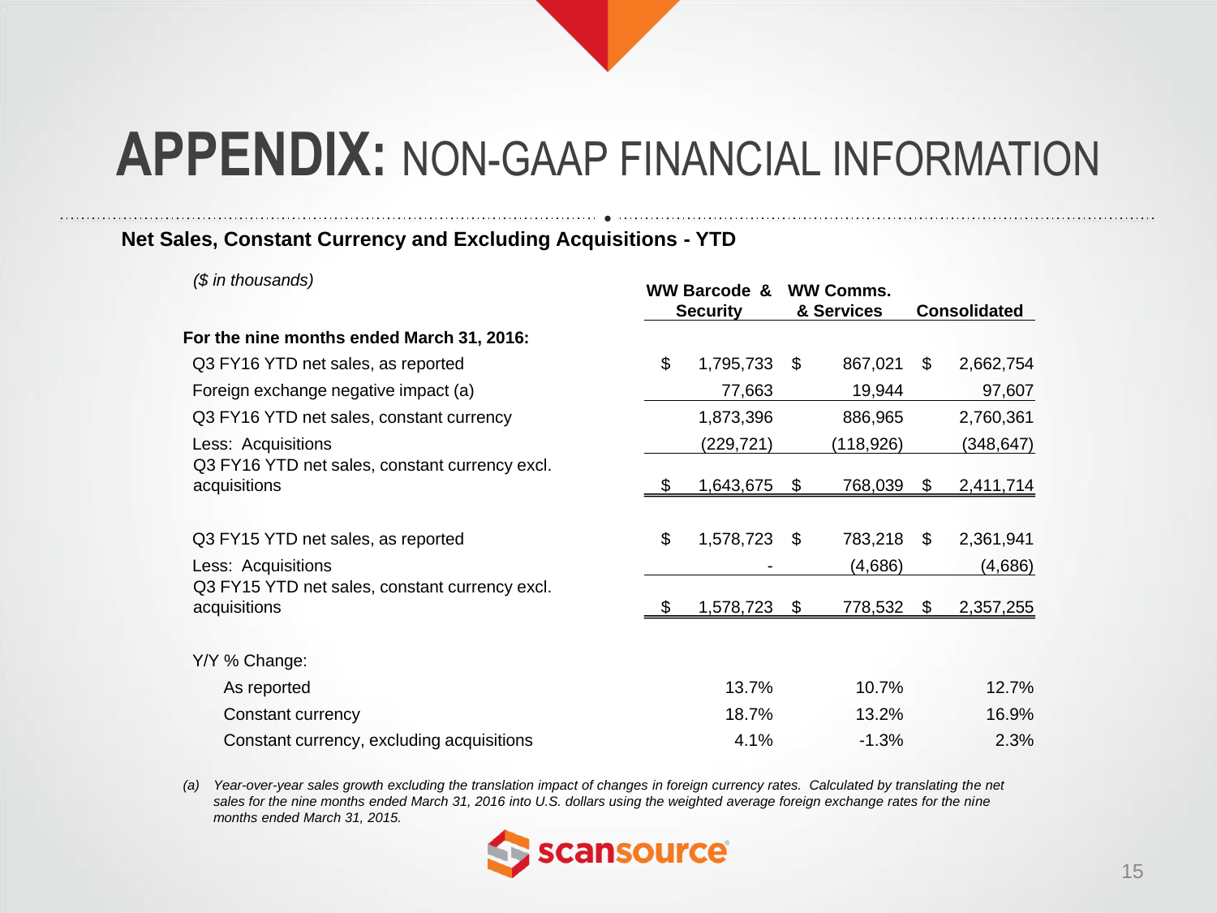# APPENDIX: NON-GAAP FINANCIAL INFORMATION

## Net Sales, Constant Currency and Excluding Acquisitions - YTD

| *($ in thousands)* | WW Barcode & Security | WW Comms. & Services | Consolidated |
|---|---|---|---|
| **For the nine months ended March 31, 2016:** | | | |
| Q3 FY16 YTD net sales, as reported | $ 1,795,733 | $ 867,021 | $ 2,662,754 |
| Foreign exchange negative impact (a) | 77,663 | 19,944 | 97,607 |
| Q3 FY16 YTD net sales, constant currency | 1,873,396 | 886,965 | 2,760,361 |
| Less: Acquisitions | (229,721) | (118,926) | (348,647) |
| Q3 FY16 YTD net sales, constant currency excl. acquisitions | $ 1,643,675 | $ 768,039 | $ 2,411,714 |
| | | | |
| Q3 FY15 YTD net sales, as reported | $ 1,578,723 | $ 783,218 | $ 2,361,941 |
| Less: Acquisitions | - | (4,686) | (4,686) |
| Q3 FY15 YTD net sales, constant currency excl. acquisitions | $ 1,578,723 | $ 778,532 | $ 2,357,255 |
| | | | |
| Y/Y % Change: | | | |
| As reported | 13.7% | 10.7% | 12.7% |
| Constant currency | 18.7% | 13.2% | 16.9% |
| Constant currency, excluding acquisitions | 4.1% | -1.3% | 2.3% |

*(a) Year-over-year sales growth excluding the translation impact of changes in foreign currency rates. Calculated by translating the net sales for the nine months ended March 31, 2016 into U.S. dollars using the weighted average foreign exchange rates for the nine months ended March 31, 2015.*

scansource®